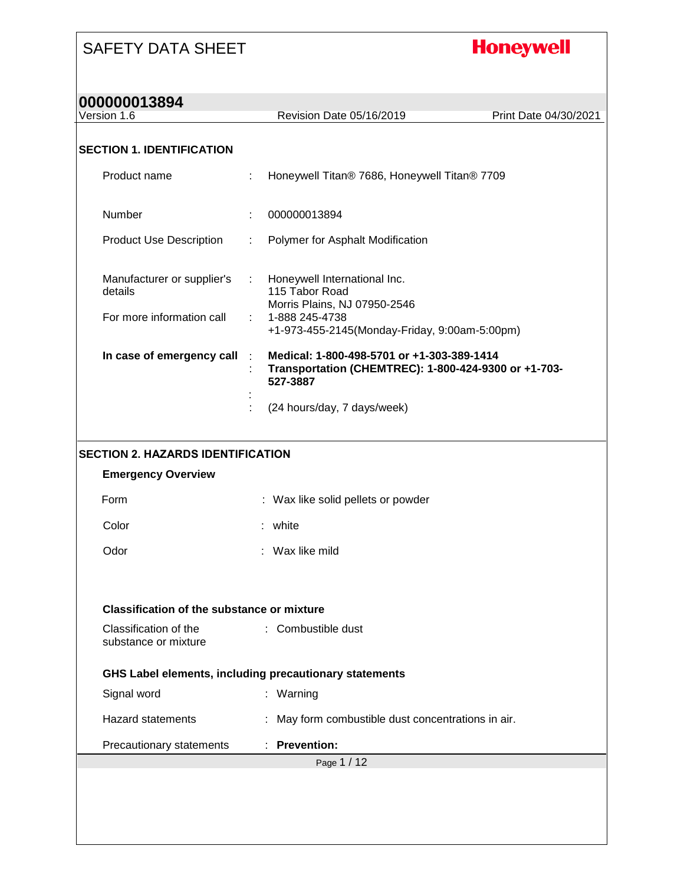# SAFETY DATA SHEET

**Honeywell**

## 000000013894

Version 1.6 | Revision Date 05/16/2019 | Print Date 04/30/2021

## SECTION 1. IDENTIFICATION

| | | |
|---|---|---|
| Product name | : | Honeywell Titan® 7686, Honeywell Titan® 7709 |
| Number | : | 000000013894 |
| Product Use Description | : | Polymer for Asphalt Modification |
| Manufacturer or supplier's details | : | Honeywell International Inc.<br>115 Tabor Road<br>Morris Plains, NJ 07950-2546 |
| For more information call | : | 1-888 245-4738<br>+1-973-455-2145(Monday-Friday, 9:00am-5:00pm) |
| **In case of emergency call** | : | **Medical: 1-800-498-5701 or +1-303-389-1414** |
| | : | **Transportation (CHEMTREC): 1-800-424-9300 or +1-703-527-3887** |
| | : | |
| | : | (24 hours/day, 7 days/week) |

## SECTION 2. HAZARDS IDENTIFICATION

### Emergency Overview

| | | |
|---|---|---|
| Form | : | Wax like solid pellets or powder |
| Color | : | white |
| Odor | : | Wax like mild |

### Classification of the substance or mixture

| | | |
|---|---|---|
| Classification of the substance or mixture | : | Combustible dust |

### GHS Label elements, including precautionary statements

| | | |
|---|---|---|
| Signal word | : | Warning |
| Hazard statements | : | May form combustible dust concentrations in air. |
| Precautionary statements | : | **Prevention:** |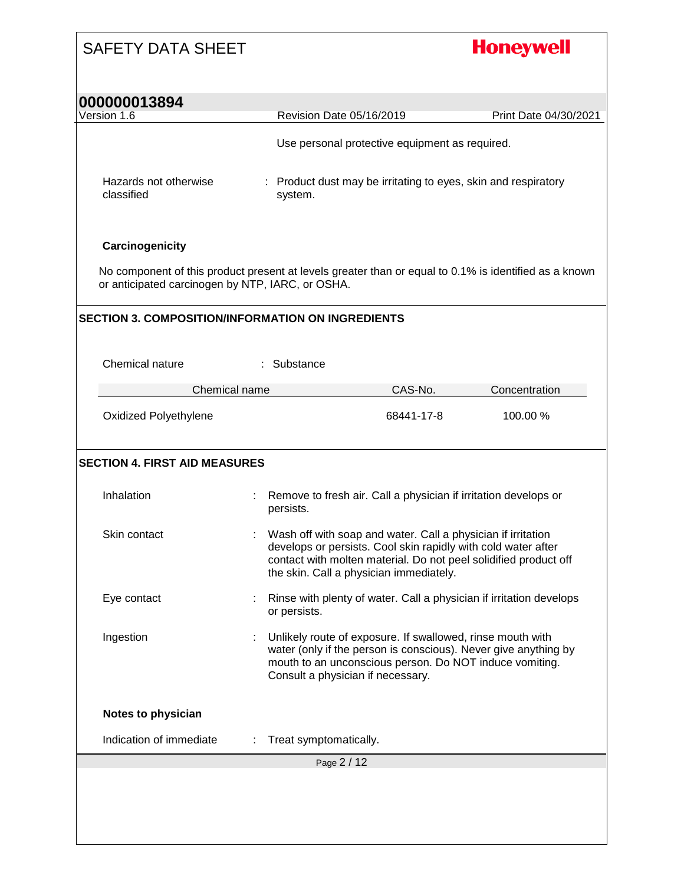Use personal protective equipment as required.

Hazards not otherwise classified : Product dust may be irritating to eyes, skin and respiratory system.

**Carcinogenicity**

No component of this product present at levels greater than or equal to 0.1% is identified as a known or anticipated carcinogen by NTP, IARC, or OSHA.

## SECTION 3. COMPOSITION/INFORMATION ON INGREDIENTS

Chemical nature : Substance

| Chemical name | CAS-No. | Concentration |
|---|---|---|
| Oxidized Polyethylene | 68441-17-8 | 100.00 % |

## SECTION 4. FIRST AID MEASURES

Inhalation : Remove to fresh air. Call a physician if irritation develops or persists.

Skin contact : Wash off with soap and water. Call a physician if irritation develops or persists. Cool skin rapidly with cold water after contact with molten material. Do not peel solidified product off the skin. Call a physician immediately.

Eye contact : Rinse with plenty of water. Call a physician if irritation develops or persists.

Ingestion : Unlikely route of exposure. If swallowed, rinse mouth with water (only if the person is conscious). Never give anything by mouth to an unconscious person. Do NOT induce vomiting. Consult a physician if necessary.

**Notes to physician**

Indication of immediate : Treat symptomatically.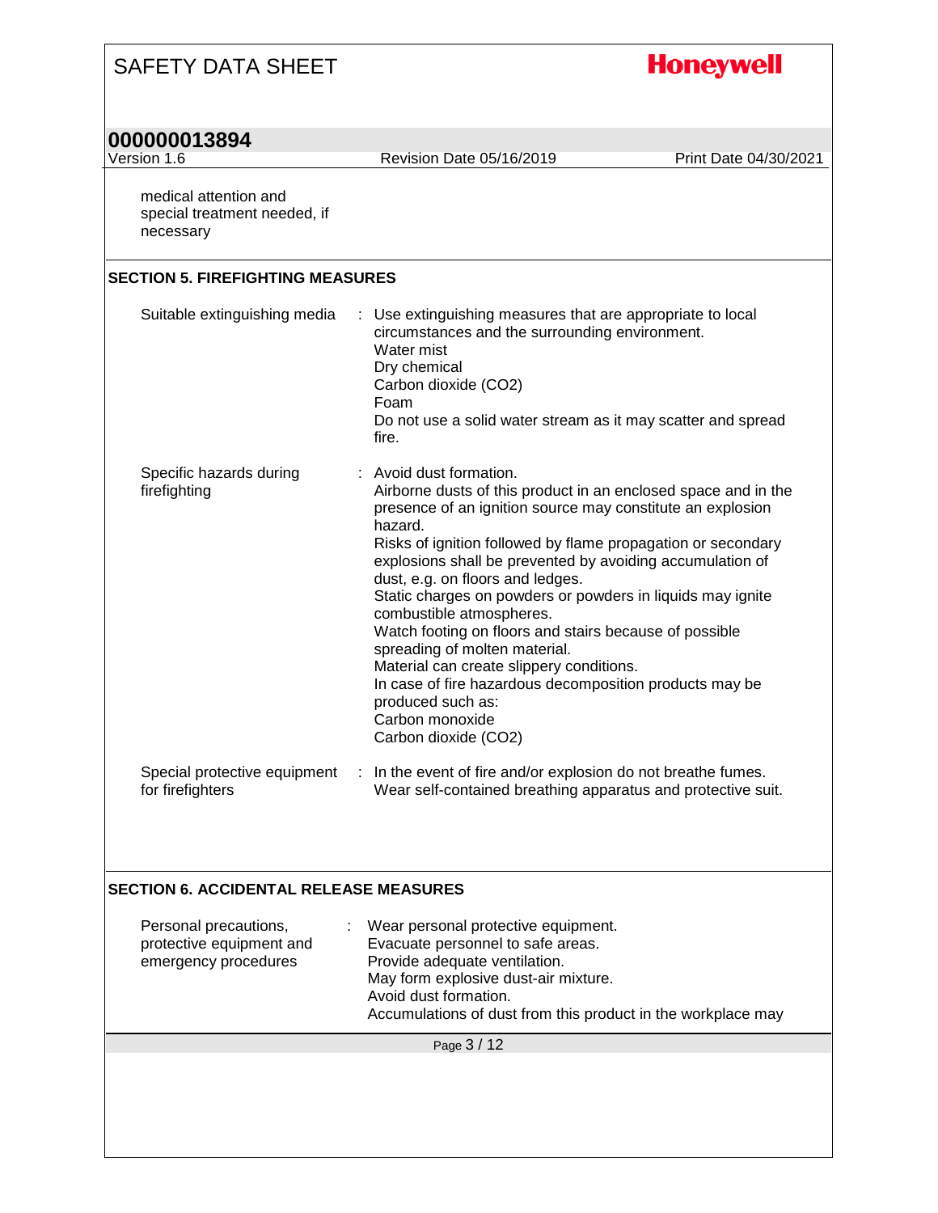medical attention and special treatment needed, if necessary

## SECTION 5. FIREFIGHTING MEASURES

| | |
|---|---|
| Suitable extinguishing media | : Use extinguishing measures that are appropriate to local circumstances and the surrounding environment.<br>Water mist<br>Dry chemical<br>Carbon dioxide ($CO_2$)<br>Foam<br>Do not use a solid water stream as it may scatter and spread fire. |
| Specific hazards during firefighting | : Avoid dust formation.<br>Airborne dusts of this product in an enclosed space and in the presence of an ignition source may constitute an explosion hazard.<br>Risks of ignition followed by flame propagation or secondary explosions shall be prevented by avoiding accumulation of dust, e.g. on floors and ledges.<br>Static charges on powders or powders in liquids may ignite combustible atmospheres.<br>Watch footing on floors and stairs because of possible spreading of molten material.<br>Material can create slippery conditions.<br>In case of fire hazardous decomposition products may be produced such as:<br>Carbon monoxide<br>Carbon dioxide ($CO_2$) |
| Special protective equipment for firefighters | : In the event of fire and/or explosion do not breathe fumes.<br>Wear self-contained breathing apparatus and protective suit. |

## SECTION 6. ACCIDENTAL RELEASE MEASURES

| | |
|---|---|
| Personal precautions, protective equipment and emergency procedures | : Wear personal protective equipment.<br>Evacuate personnel to safe areas.<br>Provide adequate ventilation.<br>May form explosive dust-air mixture.<br>Avoid dust formation.<br>Accumulations of dust from this product in the workplace may |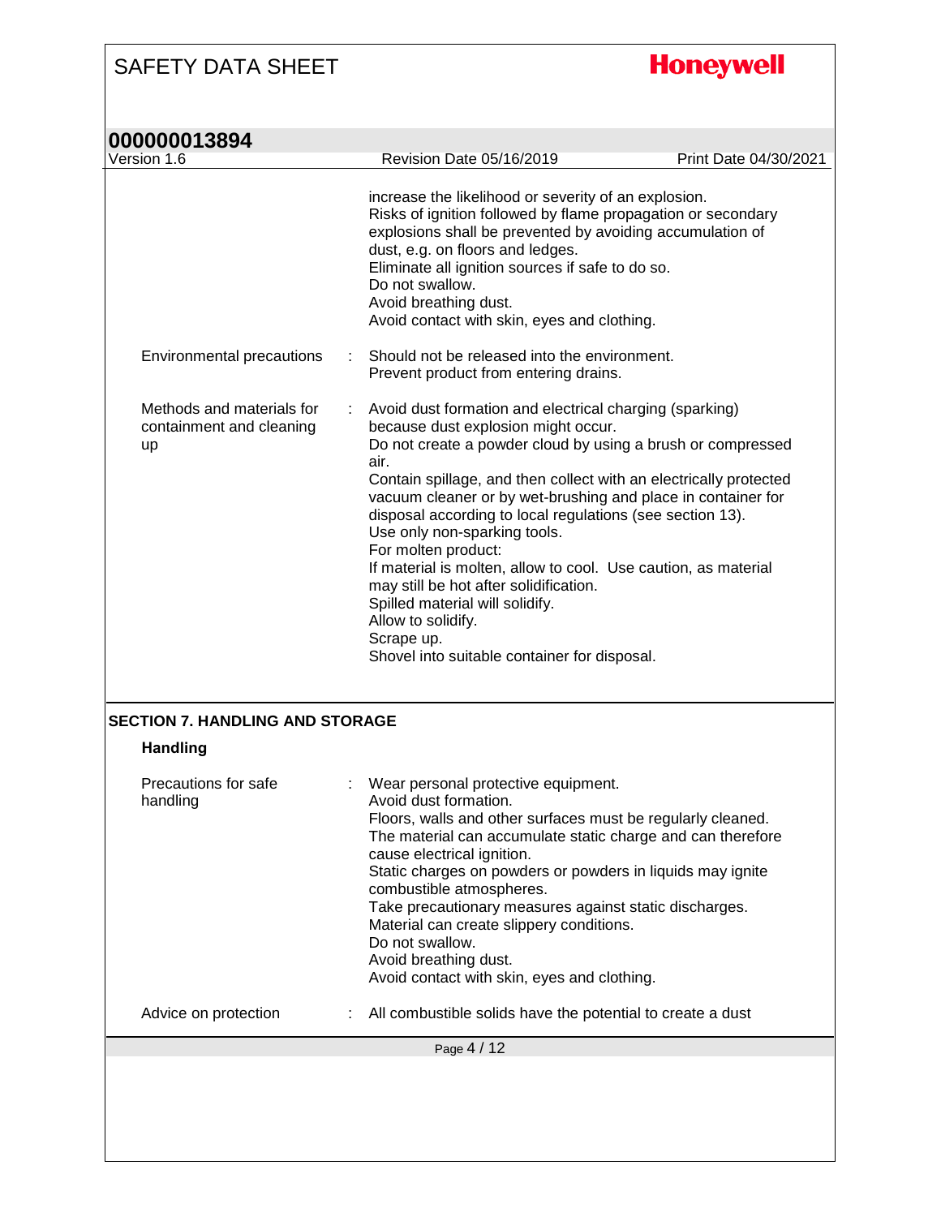increase the likelihood or severity of an explosion.
Risks of ignition followed by flame propagation or secondary explosions shall be prevented by avoiding accumulation of dust, e.g. on floors and ledges.
Eliminate all ignition sources if safe to do so.
Do not swallow.
Avoid breathing dust.
Avoid contact with skin, eyes and clothing.

| | | |
|---|---|---|
| Environmental precautions | : | Should not be released into the environment.<br>Prevent product from entering drains. |
| Methods and materials for containment and cleaning up | : | Avoid dust formation and electrical charging (sparking) because dust explosion might occur.<br>Do not create a powder cloud by using a brush or compressed air.<br>Contain spillage, and then collect with an electrically protected vacuum cleaner or by wet-brushing and place in container for disposal according to local regulations (see section 13).<br>Use only non-sparking tools.<br>For molten product:<br>If material is molten, allow to cool. Use caution, as material may still be hot after solidification.<br>Spilled material will solidify.<br>Allow to solidify.<br>Scrape up.<br>Shovel into suitable container for disposal. |

## SECTION 7. HANDLING AND STORAGE

### Handling

| | | |
|---|---|---|
| Precautions for safe handling | : | Wear personal protective equipment.<br>Avoid dust formation.<br>Floors, walls and other surfaces must be regularly cleaned.<br>The material can accumulate static charge and can therefore cause electrical ignition.<br>Static charges on powders or powders in liquids may ignite combustible atmospheres.<br>Take precautionary measures against static discharges.<br>Material can create slippery conditions.<br>Do not swallow.<br>Avoid breathing dust.<br>Avoid contact with skin, eyes and clothing. |
| Advice on protection | : | All combustible solids have the potential to create a dust |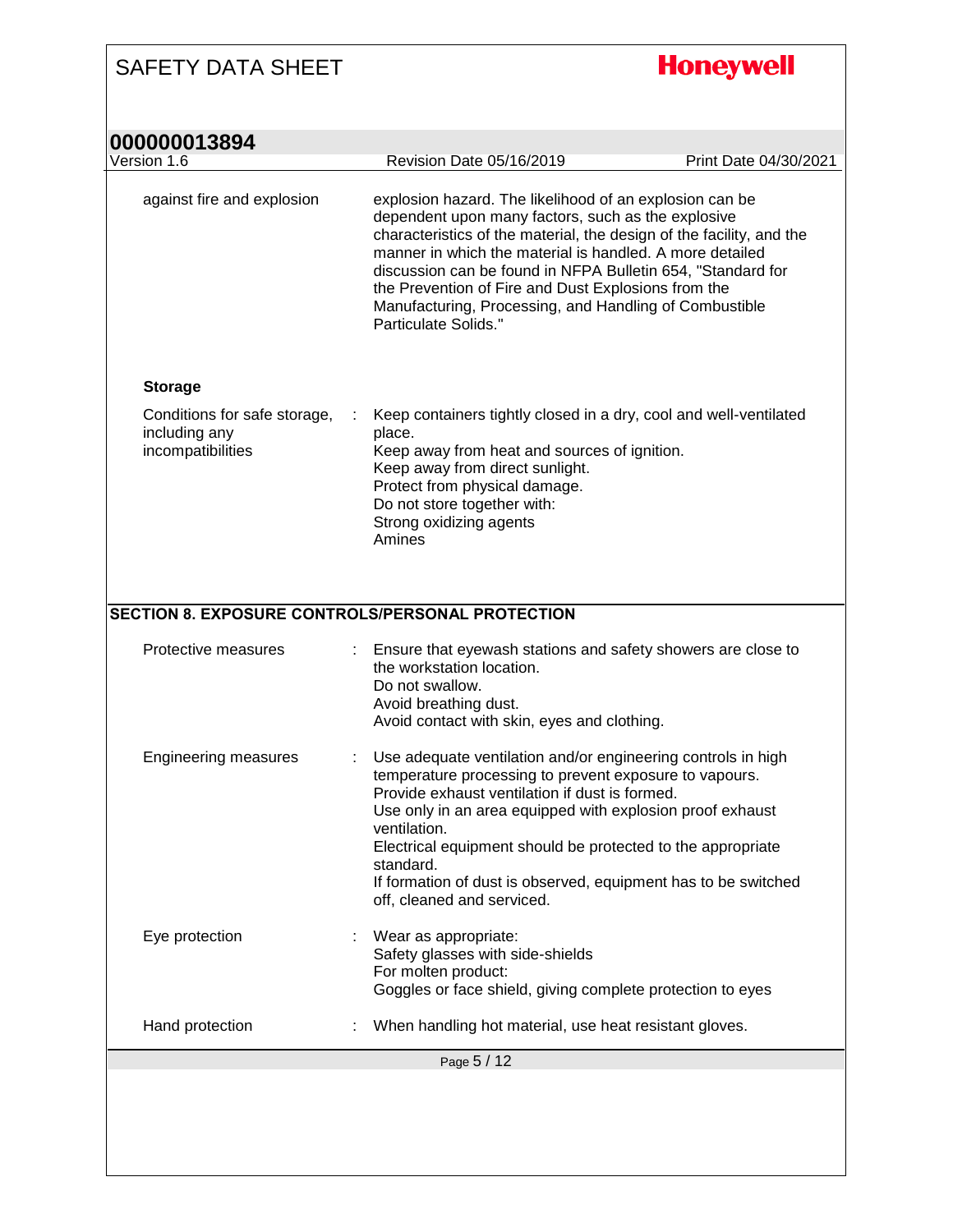| | | |
|---|---|---|
| against fire and explosion | | explosion hazard. The likelihood of an explosion can be dependent upon many factors, such as the explosive characteristics of the material, the design of the facility, and the manner in which the material is handled. A more detailed discussion can be found in NFPA Bulletin 654, "Standard for the Prevention of Fire and Dust Explosions from the Manufacturing, Processing, and Handling of Combustible Particulate Solids." |

**Storage**

| | | |
|---|---|---|
| Conditions for safe storage, including any incompatibilities | : | Keep containers tightly closed in a dry, cool and well-ventilated place.<br>Keep away from heat and sources of ignition.<br>Keep away from direct sunlight.<br>Protect from physical damage.<br>Do not store together with:<br>Strong oxidizing agents<br>Amines |

## SECTION 8. EXPOSURE CONTROLS/PERSONAL PROTECTION

| | | |
|---|---|---|
| Protective measures | : | Ensure that eyewash stations and safety showers are close to the workstation location.<br>Do not swallow.<br>Avoid breathing dust.<br>Avoid contact with skin, eyes and clothing. |
| Engineering measures | : | Use adequate ventilation and/or engineering controls in high temperature processing to prevent exposure to vapours.<br>Provide exhaust ventilation if dust is formed.<br>Use only in an area equipped with explosion proof exhaust ventilation.<br>Electrical equipment should be protected to the appropriate standard.<br>If formation of dust is observed, equipment has to be switched off, cleaned and serviced. |
| Eye protection | : | Wear as appropriate:<br>Safety glasses with side-shields<br>For molten product:<br>Goggles or face shield, giving complete protection to eyes |
| Hand protection | : | When handling hot material, use heat resistant gloves. |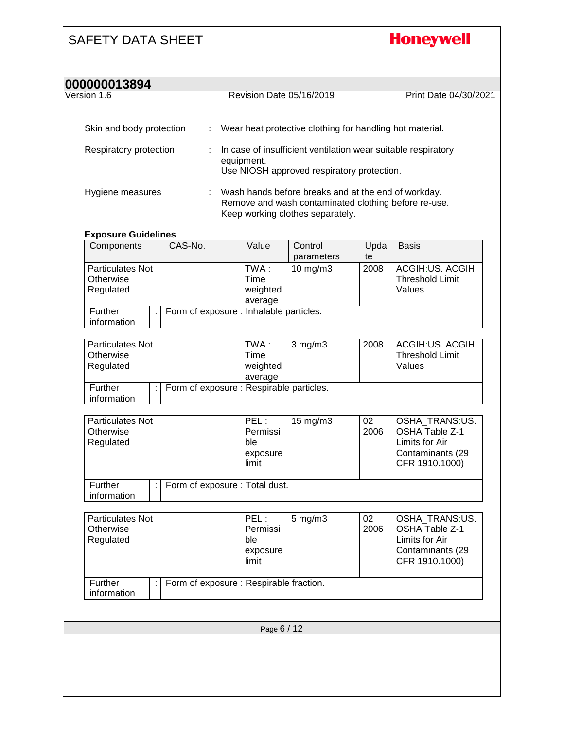Skin and body protection : Wear heat protective clothing for handling hot material.

Respiratory protection : In case of insufficient ventilation wear suitable respiratory equipment.
Use NIOSH approved respiratory protection.

Hygiene measures : Wash hands before breaks and at the end of workday.
Remove and wash contaminated clothing before re-use.
Keep working clothes separately.

**Exposure Guidelines**

| Components | CAS-No. | Value | Control parameters | Update | Basis |
|---|---|---|---|---|---|
| Particulates Not Otherwise Regulated | | TWA : Time weighted average | 10 mg/m3 | 2008 | ACGIH:US. ACGIH Threshold Limit Values |
| Further information : Form of exposure : Inhalable particles. | | | | | |
| Particulates Not Otherwise Regulated | | TWA : Time weighted average | 3 mg/m3 | 2008 | ACGIH:US. ACGIH Threshold Limit Values |
| Further information : Form of exposure : Respirable particles. | | | | | |
| Particulates Not Otherwise Regulated | | PEL : Permissible exposure limit | 15 mg/m3 | 02 2006 | OSHA_TRANS:US. OSHA Table Z-1 Limits for Air Contaminants (29 CFR 1910.1000) |
| Further information : Form of exposure : Total dust. | | | | | |
| Particulates Not Otherwise Regulated | | PEL : Permissible exposure limit | 5 mg/m3 | 02 2006 | OSHA_TRANS:US. OSHA Table Z-1 Limits for Air Contaminants (29 CFR 1910.1000) |
| Further information : Form of exposure : Respirable fraction. | | | | | |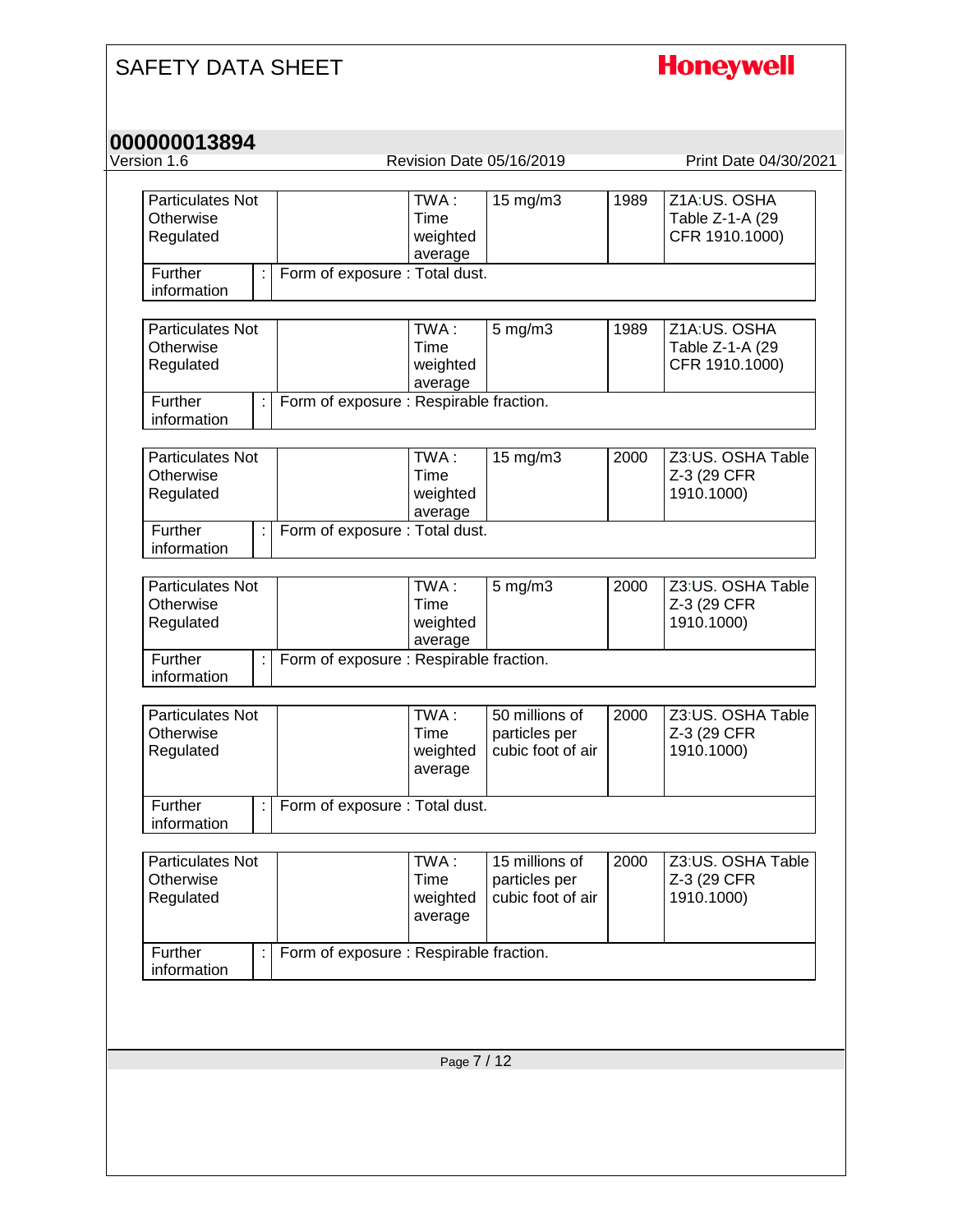| Particulates Not Otherwise Regulated | | TWA : Time weighted average | 15 mg/m3 | 1989 | Z1A:US. OSHA Table Z-1-A (29 CFR 1910.1000) |
|---|---|---|---|---|---|
| Further information | : | Form of exposure : Total dust. | | | |

| Particulates Not Otherwise Regulated | | TWA : Time weighted average | 5 mg/m3 | 1989 | Z1A:US. OSHA Table Z-1-A (29 CFR 1910.1000) |
|---|---|---|---|---|---|
| Further information | : | Form of exposure : Respirable fraction. | | | |

| Particulates Not Otherwise Regulated | | TWA : Time weighted average | 15 mg/m3 | 2000 | Z3:US. OSHA Table Z-3 (29 CFR 1910.1000) |
|---|---|---|---|---|---|
| Further information | : | Form of exposure : Total dust. | | | |

| Particulates Not Otherwise Regulated | | TWA : Time weighted average | 5 mg/m3 | 2000 | Z3:US. OSHA Table Z-3 (29 CFR 1910.1000) |
|---|---|---|---|---|---|
| Further information | : | Form of exposure : Respirable fraction. | | | |

| Particulates Not Otherwise Regulated | | TWA : Time weighted average | 50 millions of particles per cubic foot of air | 2000 | Z3:US. OSHA Table Z-3 (29 CFR 1910.1000) |
|---|---|---|---|---|---|
| Further information | : | Form of exposure : Total dust. | | | |

| Particulates Not Otherwise Regulated | | TWA : Time weighted average | 15 millions of particles per cubic foot of air | 2000 | Z3:US. OSHA Table Z-3 (29 CFR 1910.1000) |
|---|---|---|---|---|---|
| Further information | : | Form of exposure : Respirable fraction. | | | |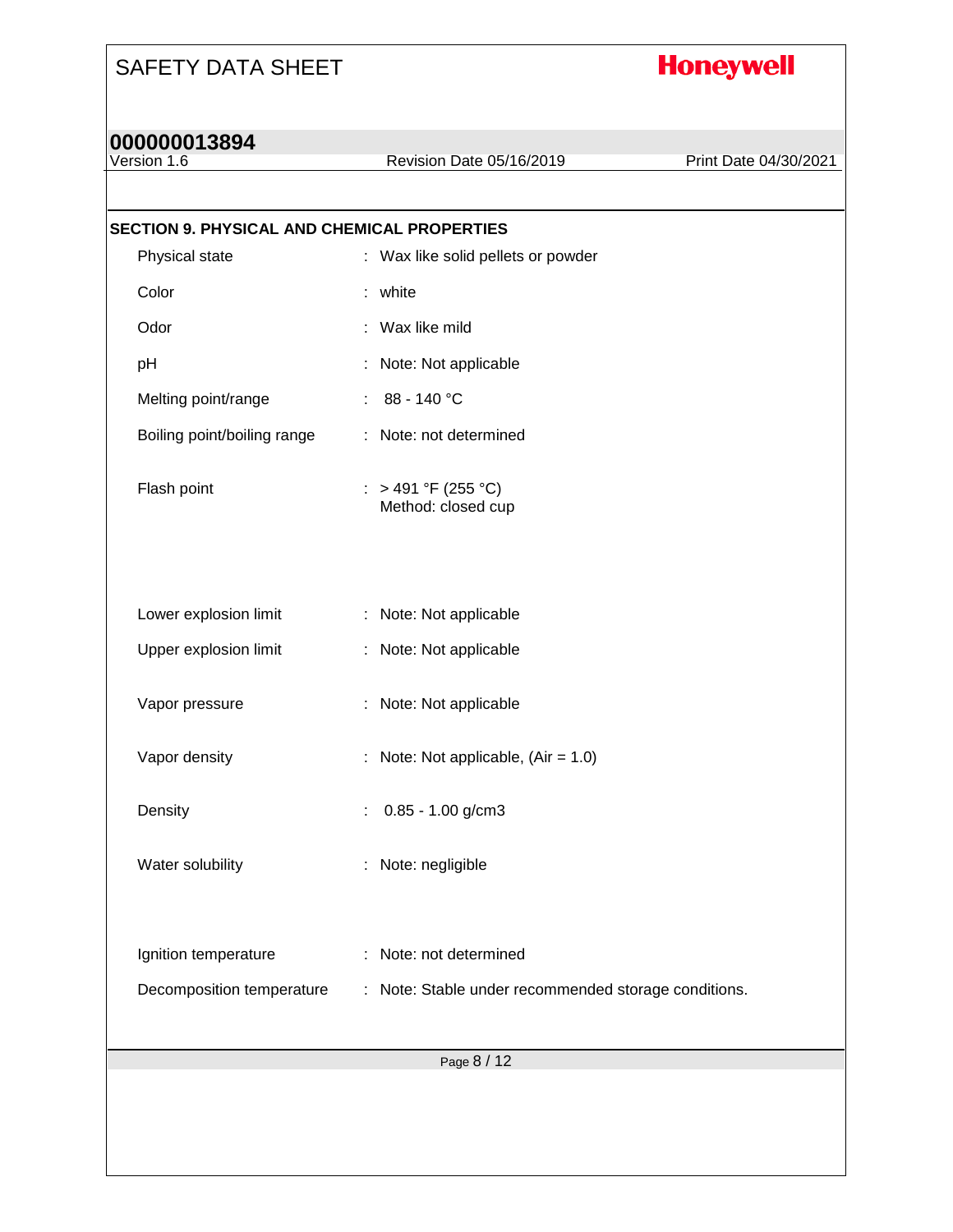## SECTION 9. PHYSICAL AND CHEMICAL PROPERTIES

| Property | Value |
|---|---|
| Physical state | Wax like solid pellets or powder |
| Color | white |
| Odor | Wax like mild |
| pH | Note: Not applicable |
| Melting point/range | 88 - 140 °C |
| Boiling point/boiling range | Note: not determined |
| Flash point | > 491 °F (255 °C)<br>Method: closed cup |
| Lower explosion limit | Note: Not applicable |
| Upper explosion limit | Note: Not applicable |
| Vapor pressure | Note: Not applicable |
| Vapor density | Note: Not applicable, (Air = 1.0) |
| Density | 0.85 - 1.00 g/cm3 |
| Water solubility | Note: negligible |
| Ignition temperature | Note: not determined |
| Decomposition temperature | Note: Stable under recommended storage conditions. |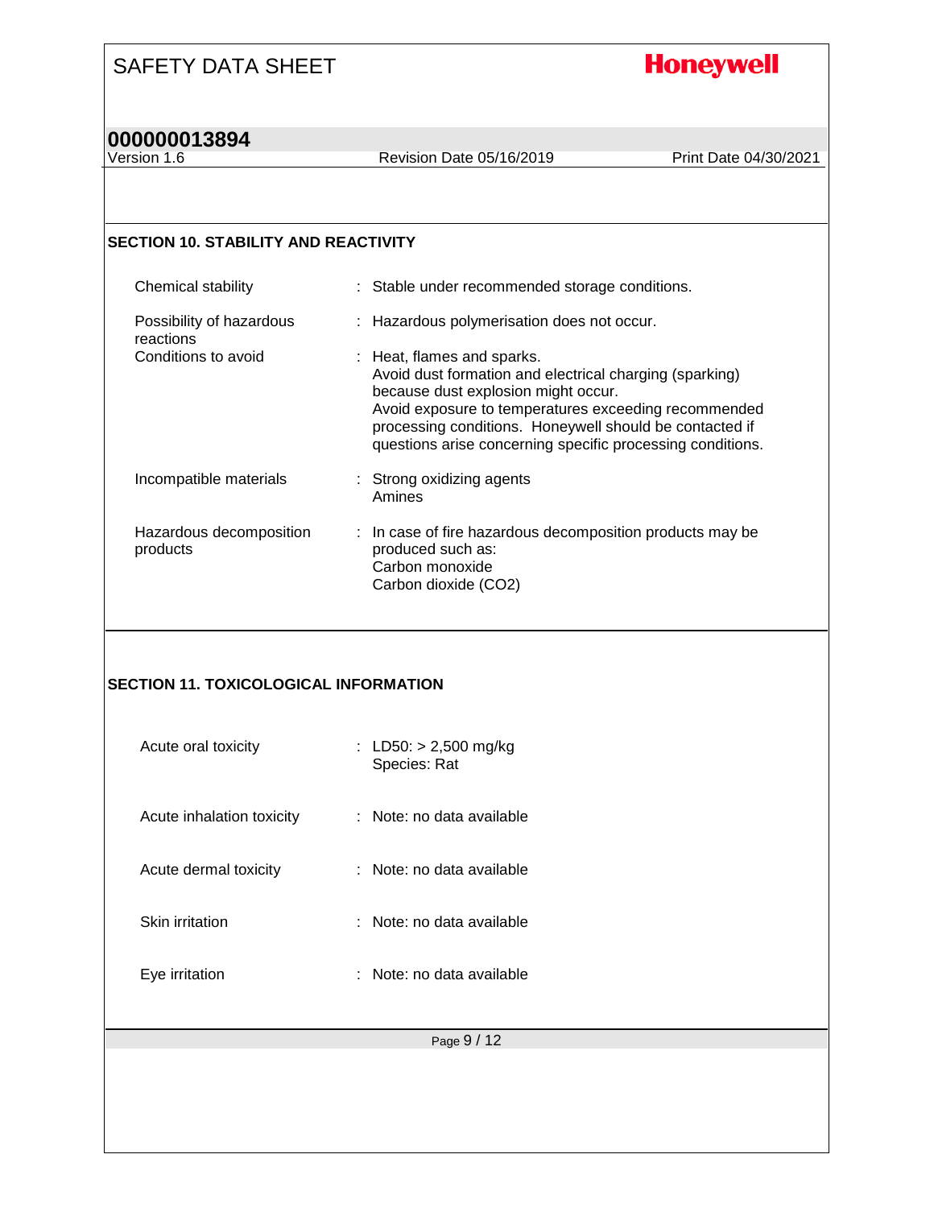## SECTION 10. STABILITY AND REACTIVITY

| | |
|---|---|
| Chemical stability | : Stable under recommended storage conditions. |
| Possibility of hazardous reactions | : Hazardous polymerisation does not occur. |
| Conditions to avoid | : Heat, flames and sparks.<br>Avoid dust formation and electrical charging (sparking) because dust explosion might occur.<br>Avoid exposure to temperatures exceeding recommended processing conditions. Honeywell should be contacted if questions arise concerning specific processing conditions. |
| Incompatible materials | : Strong oxidizing agents<br>Amines |
| Hazardous decomposition products | : In case of fire hazardous decomposition products may be produced such as:<br>Carbon monoxide<br>Carbon dioxide ($CO_2$) |

## SECTION 11. TOXICOLOGICAL INFORMATION

| | |
|---|---|
| Acute oral toxicity | : LD50: > 2,500 mg/kg<br>Species: Rat |
| Acute inhalation toxicity | : Note: no data available |
| Acute dermal toxicity | : Note: no data available |
| Skin irritation | : Note: no data available |
| Eye irritation | : Note: no data available |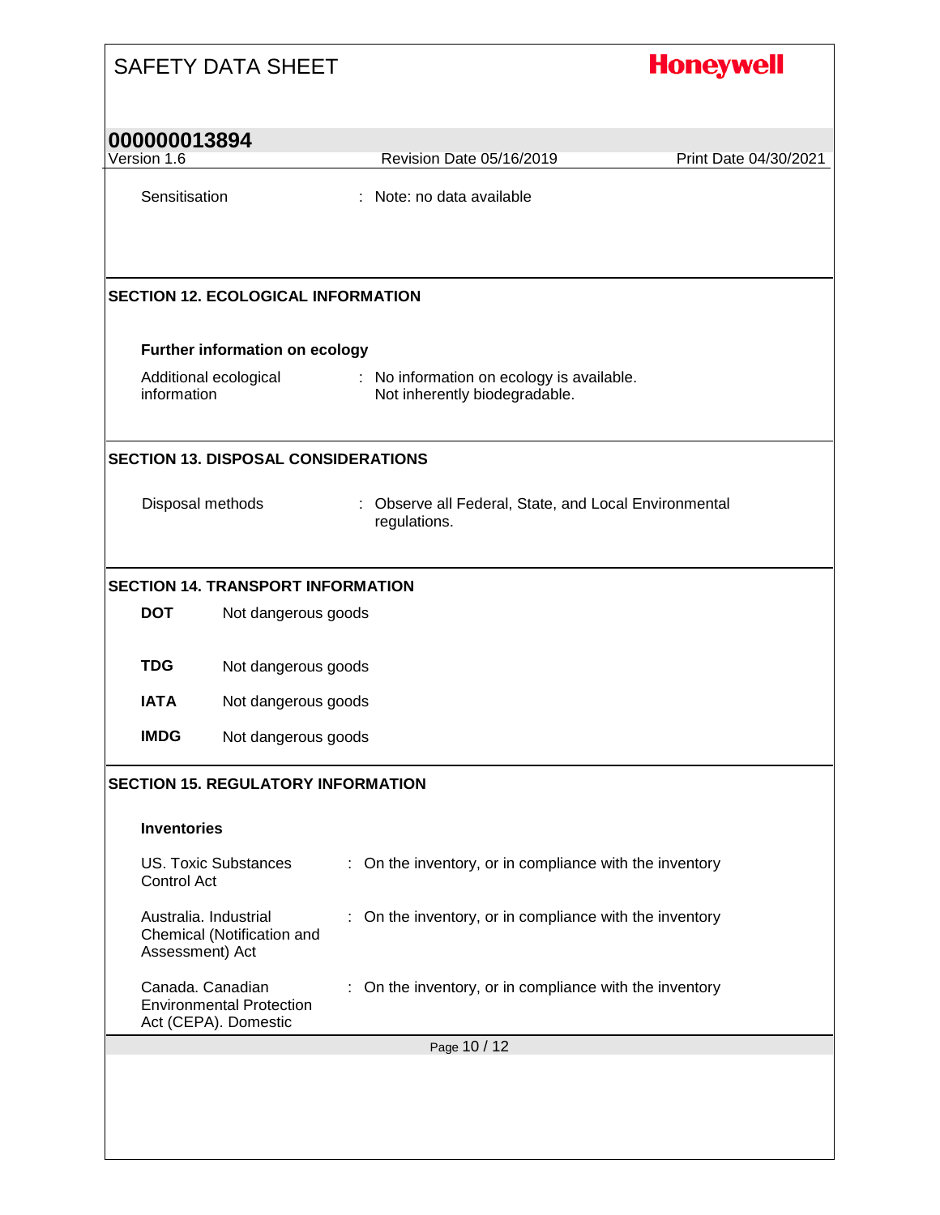Sensitisation : Note: no data available

## SECTION 12. ECOLOGICAL INFORMATION

**Further information on ecology**

Additional ecological information : No information on ecology is available. Not inherently biodegradable.

## SECTION 13. DISPOSAL CONSIDERATIONS

Disposal methods : Observe all Federal, State, and Local Environmental regulations.

## SECTION 14. TRANSPORT INFORMATION

**DOT** Not dangerous goods

**TDG** Not dangerous goods

**IATA** Not dangerous goods

**IMDG** Not dangerous goods

## SECTION 15. REGULATORY INFORMATION

**Inventories**

US. Toxic Substances Control Act : On the inventory, or in compliance with the inventory

Australia. Industrial Chemical (Notification and Assessment) Act : On the inventory, or in compliance with the inventory

Canada. Canadian Environmental Protection Act (CEPA). Domestic : On the inventory, or in compliance with the inventory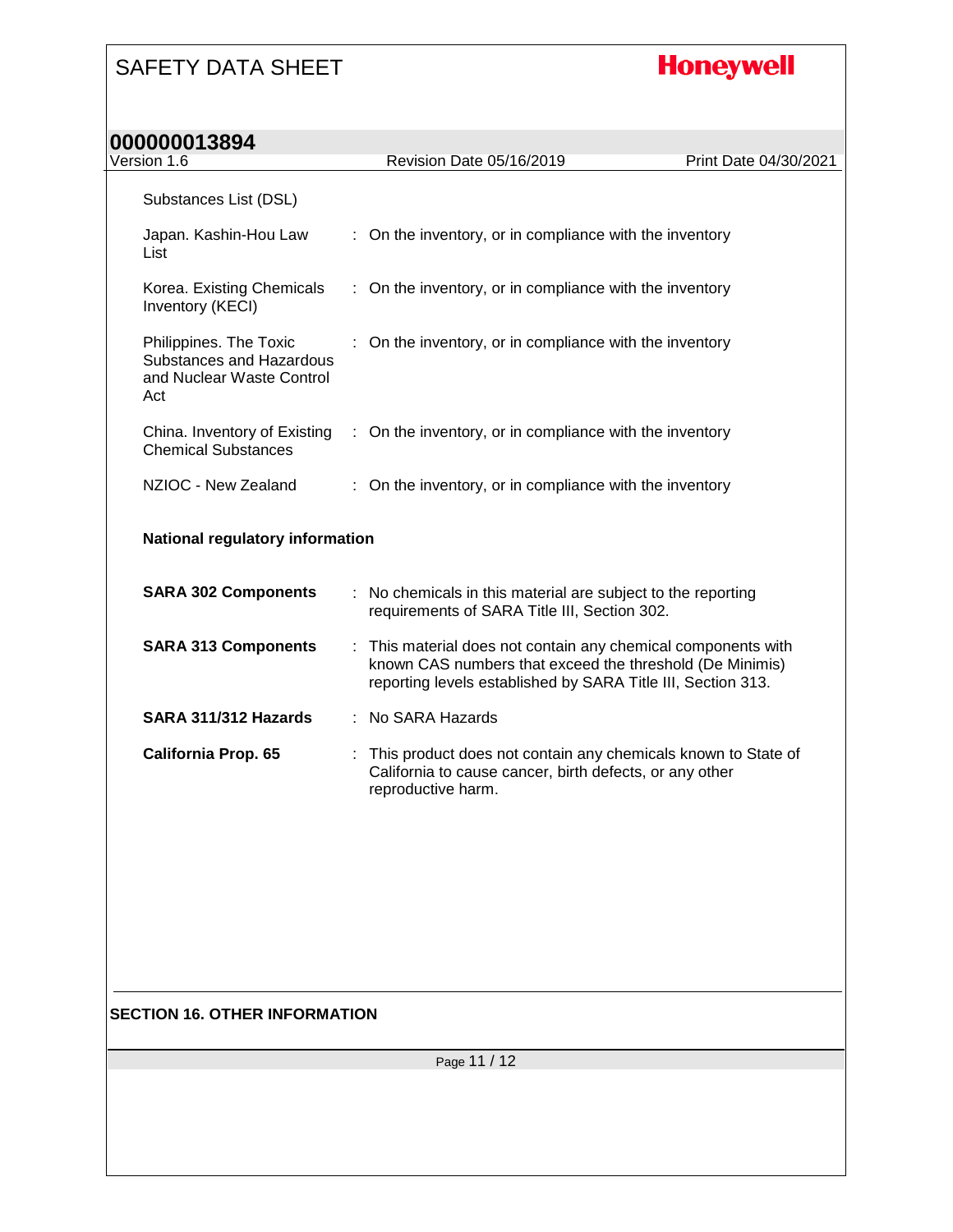Substances List (DSL)

| | |
|---|---|
| Japan. Kashin-Hou Law List | : On the inventory, or in compliance with the inventory |
| Korea. Existing Chemicals Inventory (KECI) | : On the inventory, or in compliance with the inventory |
| Philippines. The Toxic Substances and Hazardous and Nuclear Waste Control Act | : On the inventory, or in compliance with the inventory |
| China. Inventory of Existing Chemical Substances | : On the inventory, or in compliance with the inventory |
| NZIOC - New Zealand | : On the inventory, or in compliance with the inventory |

**National regulatory information**

| | |
|---|---|
| **SARA 302 Components** | : No chemicals in this material are subject to the reporting requirements of SARA Title III, Section 302. |
| **SARA 313 Components** | : This material does not contain any chemical components with known CAS numbers that exceed the threshold (De Minimis) reporting levels established by SARA Title III, Section 313. |
| **SARA 311/312 Hazards** | : No SARA Hazards |
| **California Prop. 65** | : This product does not contain any chemicals known to State of California to cause cancer, birth defects, or any other reproductive harm. |

## SECTION 16. OTHER INFORMATION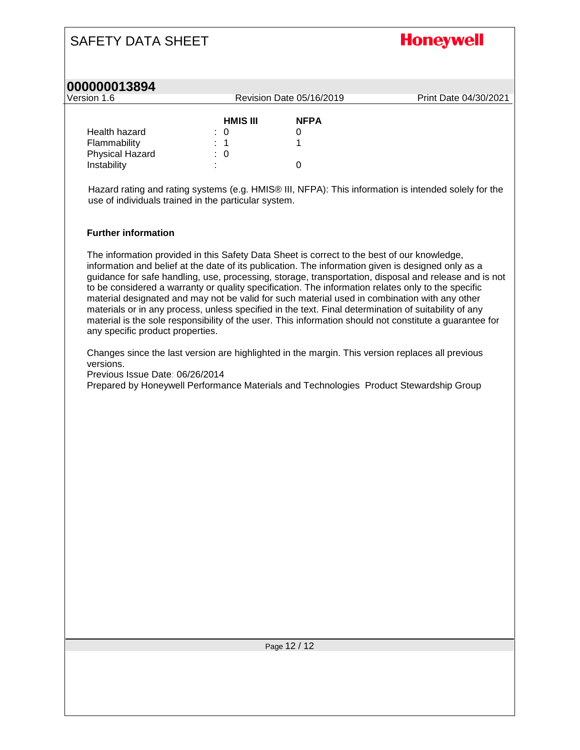| | HMIS III | NFPA |
|---|---|---|
| Health hazard | : 0 | 0 |
| Flammability | : 1 | 1 |
| Physical Hazard | : 0 | |
| Instability | : | 0 |

Hazard rating and rating systems (e.g. HMIS® III, NFPA): This information is intended solely for the use of individuals trained in the particular system.

**Further information**

The information provided in this Safety Data Sheet is correct to the best of our knowledge, information and belief at the date of its publication. The information given is designed only as a guidance for safe handling, use, processing, storage, transportation, disposal and release and is not to be considered a warranty or quality specification. The information relates only to the specific material designated and may not be valid for such material used in combination with any other materials or in any process, unless specified in the text. Final determination of suitability of any material is the sole responsibility of the user. This information should not constitute a guarantee for any specific product properties.

Changes since the last version are highlighted in the margin. This version replaces all previous versions.
Previous Issue Date: 06/26/2014
Prepared by Honeywell Performance Materials and Technologies Product Stewardship Group